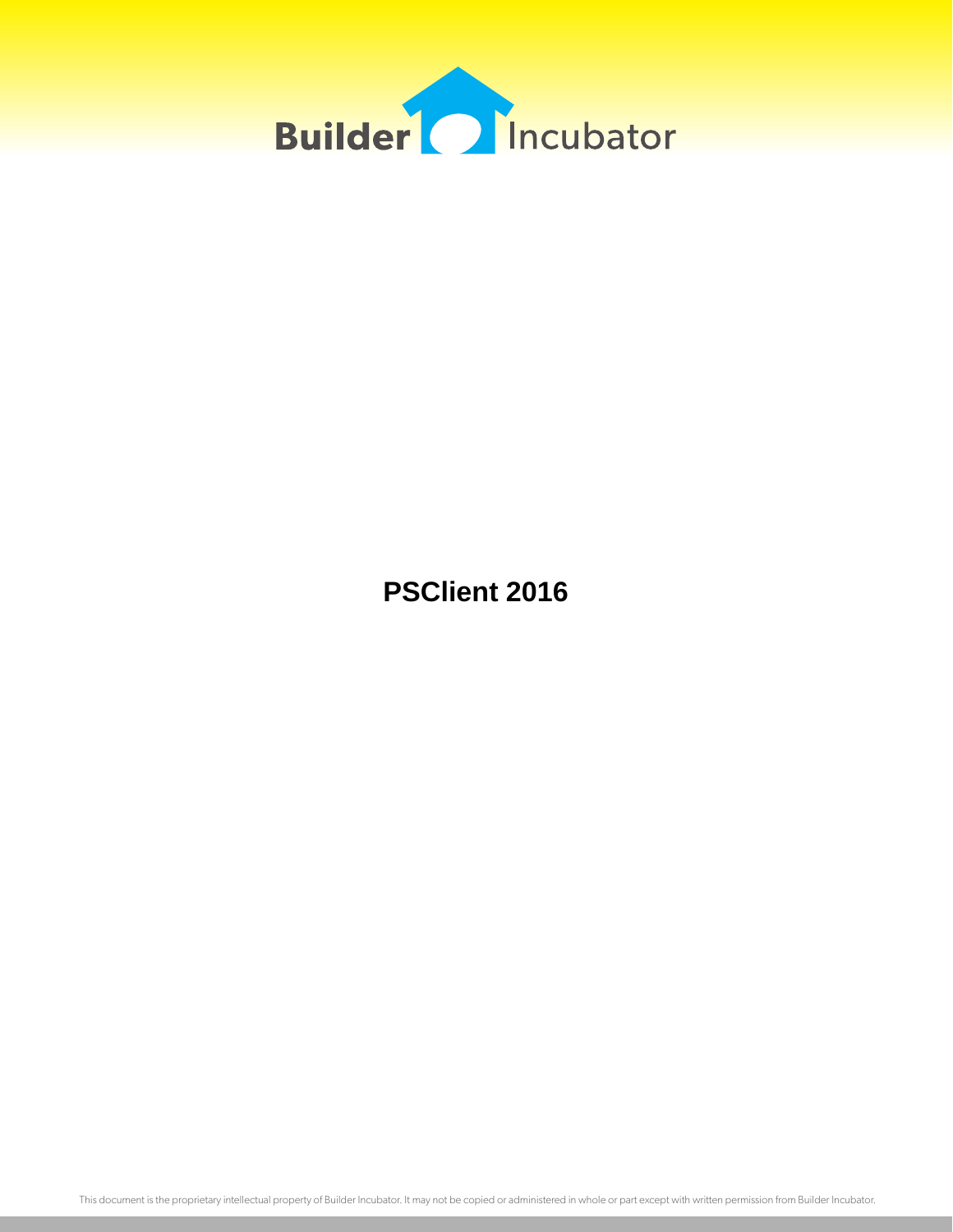Builder Incubator

# PSClient 2016

This document is the proprietary intellectual property of Builder Incubator. It may not be copied or administered in whole or part except with written permission from Builder Incubator.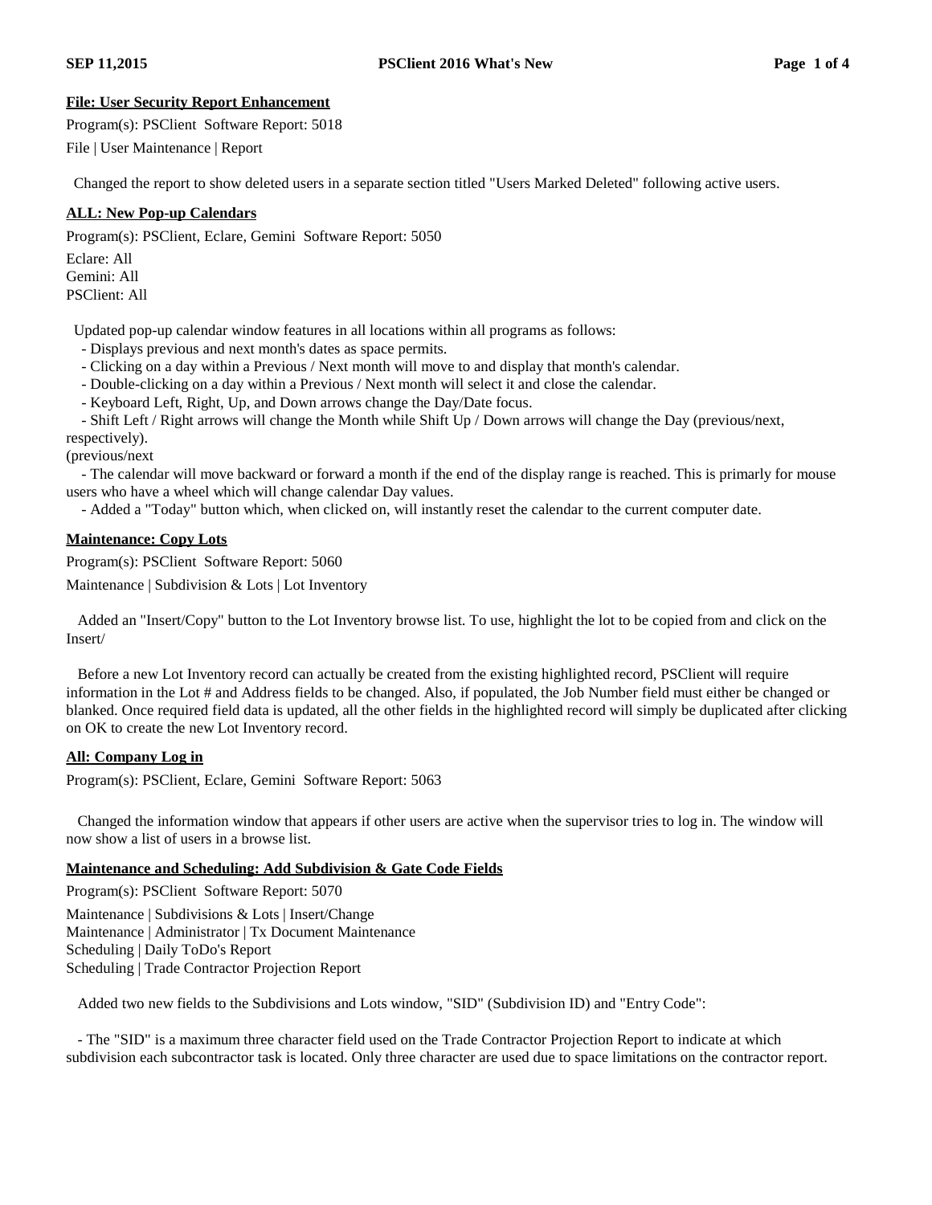**File: User Security Report Enhancement**

Program(s): PSClient  Software Report: 5018

File | User Maintenance | Report

Changed the report to show deleted users in a separate section titled "Users Marked Deleted" following active users.

**ALL: New Pop-up Calendars**

Program(s): PSClient, Eclare, Gemini  Software Report: 5050

Eclare: All
Gemini: All
PSClient: All

Updated pop-up calendar window features in all locations within all programs as follows:
- Displays previous and next month's dates as space permits.
- Clicking on a day within a Previous / Next month will move to and display that month's calendar.
- Double-clicking on a day within a Previous / Next month will select it and close the calendar.
- Keyboard Left, Right, Up, and Down arrows change the Day/Date focus.
- Shift Left / Right arrows will change the Month while Shift Up / Down arrows will change the Day (previous/next, respectively).
(previous/next
- The calendar will move backward or forward a month if the end of the display range is reached. This is primarly for mouse users who have a wheel which will change calendar Day values.
- Added a "Today" button which, when clicked on, will instantly reset the calendar to the current computer date.

**Maintenance: Copy Lots**

Program(s): PSClient  Software Report: 5060

Maintenance | Subdivision & Lots | Lot Inventory

Added an "Insert/Copy" button to the Lot Inventory browse list. To use, highlight the lot to be copied from and click on the Insert/

Before a new Lot Inventory record can actually be created from the existing highlighted record, PSClient will require information in the Lot # and Address fields to be changed. Also, if populated, the Job Number field must either be changed or blanked. Once required field data is updated, all the other fields in the highlighted record will simply be duplicated after clicking on OK to create the new Lot Inventory record.

**All: Company Log in**

Program(s): PSClient, Eclare, Gemini  Software Report: 5063

Changed the information window that appears if other users are active when the supervisor tries to log in. The window will now show a list of users in a browse list.

**Maintenance and Scheduling: Add Subdivision & Gate Code Fields**

Program(s): PSClient  Software Report: 5070

Maintenance | Subdivisions & Lots | Insert/Change
Maintenance | Administrator | Tx Document Maintenance
Scheduling | Daily ToDo's Report
Scheduling | Trade Contractor Projection Report

Added two new fields to the Subdivisions and Lots window, "SID" (Subdivision ID) and "Entry Code":

- The "SID" is a maximum three character field used on the Trade Contractor Projection Report to indicate at which subdivision each subcontractor task is located. Only three character are used due to space limitations on the contractor report.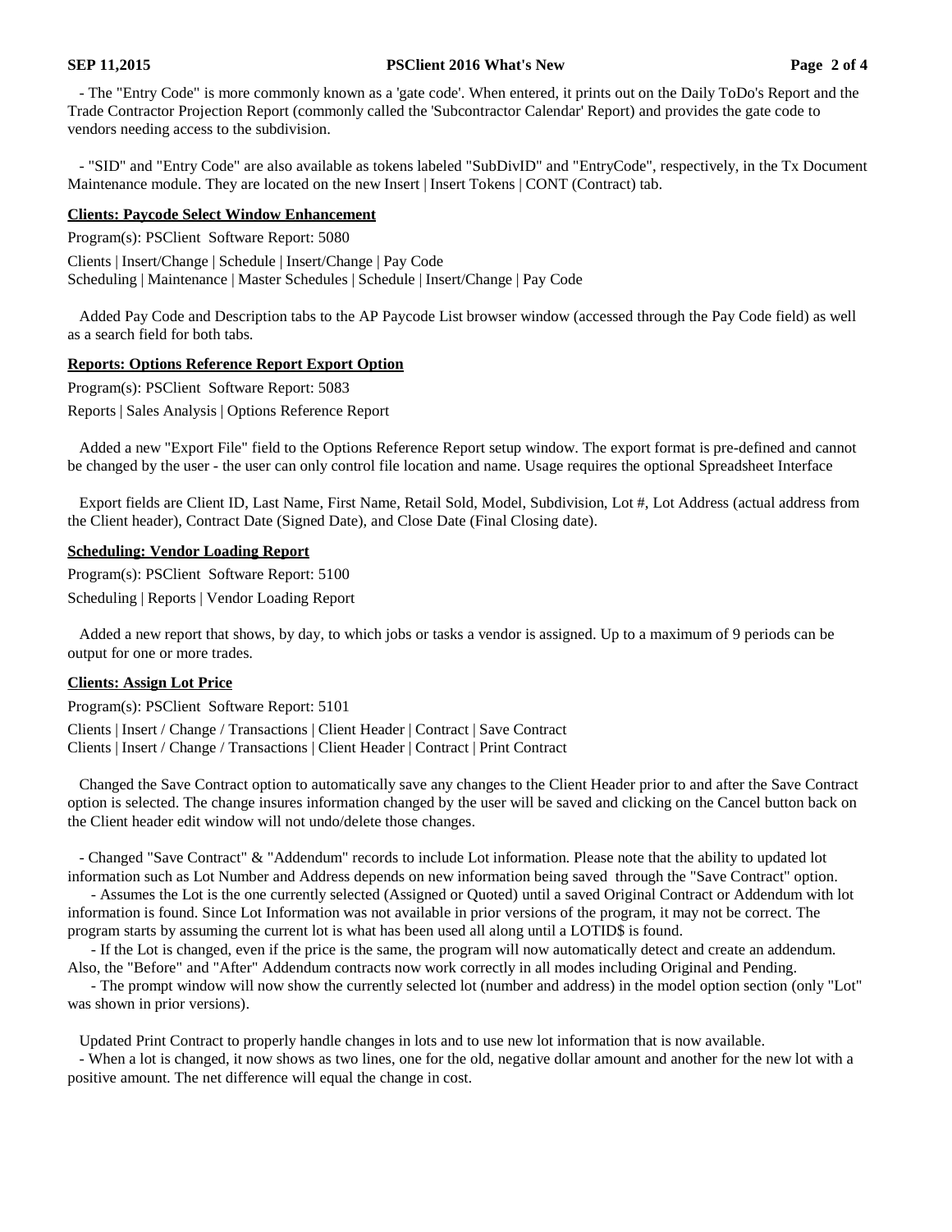- The "Entry Code" is more commonly known as a 'gate code'. When entered, it prints out on the Daily ToDo's Report and the Trade Contractor Projection Report (commonly called the 'Subcontractor Calendar' Report) and provides the gate code to vendors needing access to the subdivision.

- "SID" and "Entry Code" are also available as tokens labeled "SubDivID" and "EntryCode", respectively, in the Tx Document Maintenance module. They are located on the new Insert | Insert Tokens | CONT (Contract) tab.

**Clients: Paycode Select Window Enhancement**

Program(s): PSClient Software Report: 5080

Clients | Insert/Change | Schedule | Insert/Change | Pay Code
Scheduling | Maintenance | Master Schedules | Schedule | Insert/Change | Pay Code

Added Pay Code and Description tabs to the AP Paycode List browser window (accessed through the Pay Code field) as well as a search field for both tabs.

**Reports: Options Reference Report Export Option**

Program(s): PSClient Software Report: 5083

Reports | Sales Analysis | Options Reference Report

Added a new "Export File" field to the Options Reference Report setup window. The export format is pre-defined and cannot be changed by the user - the user can only control file location and name. Usage requires the optional Spreadsheet Interface

Export fields are Client ID, Last Name, First Name, Retail Sold, Model, Subdivision, Lot #, Lot Address (actual address from the Client header), Contract Date (Signed Date), and Close Date (Final Closing date).

**Scheduling: Vendor Loading Report**

Program(s): PSClient Software Report: 5100

Scheduling | Reports | Vendor Loading Report

Added a new report that shows, by day, to which jobs or tasks a vendor is assigned. Up to a maximum of 9 periods can be output for one or more trades.

**Clients: Assign Lot Price**

Program(s): PSClient Software Report: 5101

Clients | Insert / Change / Transactions | Client Header | Contract | Save Contract
Clients | Insert / Change / Transactions | Client Header | Contract | Print Contract

Changed the Save Contract option to automatically save any changes to the Client Header prior to and after the Save Contract option is selected. The change insures information changed by the user will be saved and clicking on the Cancel button back on the Client header edit window will not undo/delete those changes.

- Changed "Save Contract" & "Addendum" records to include Lot information. Please note that the ability to updated lot information such as Lot Number and Address depends on new information being saved through the "Save Contract" option.
  - Assumes the Lot is the one currently selected (Assigned or Quoted) until a saved Original Contract or Addendum with lot information is found. Since Lot Information was not available in prior versions of the program, it may not be correct. The program starts by assuming the current lot is what has been used all along until a LOTID$ is found.
  - If the Lot is changed, even if the price is the same, the program will now automatically detect and create an addendum. Also, the "Before" and "After" Addendum contracts now work correctly in all modes including Original and Pending.
  - The prompt window will now show the currently selected lot (number and address) in the model option section (only "Lot" was shown in prior versions).

Updated Print Contract to properly handle changes in lots and to use new lot information that is now available.
- When a lot is changed, it now shows as two lines, one for the old, negative dollar amount and another for the new lot with a positive amount. The net difference will equal the change in cost.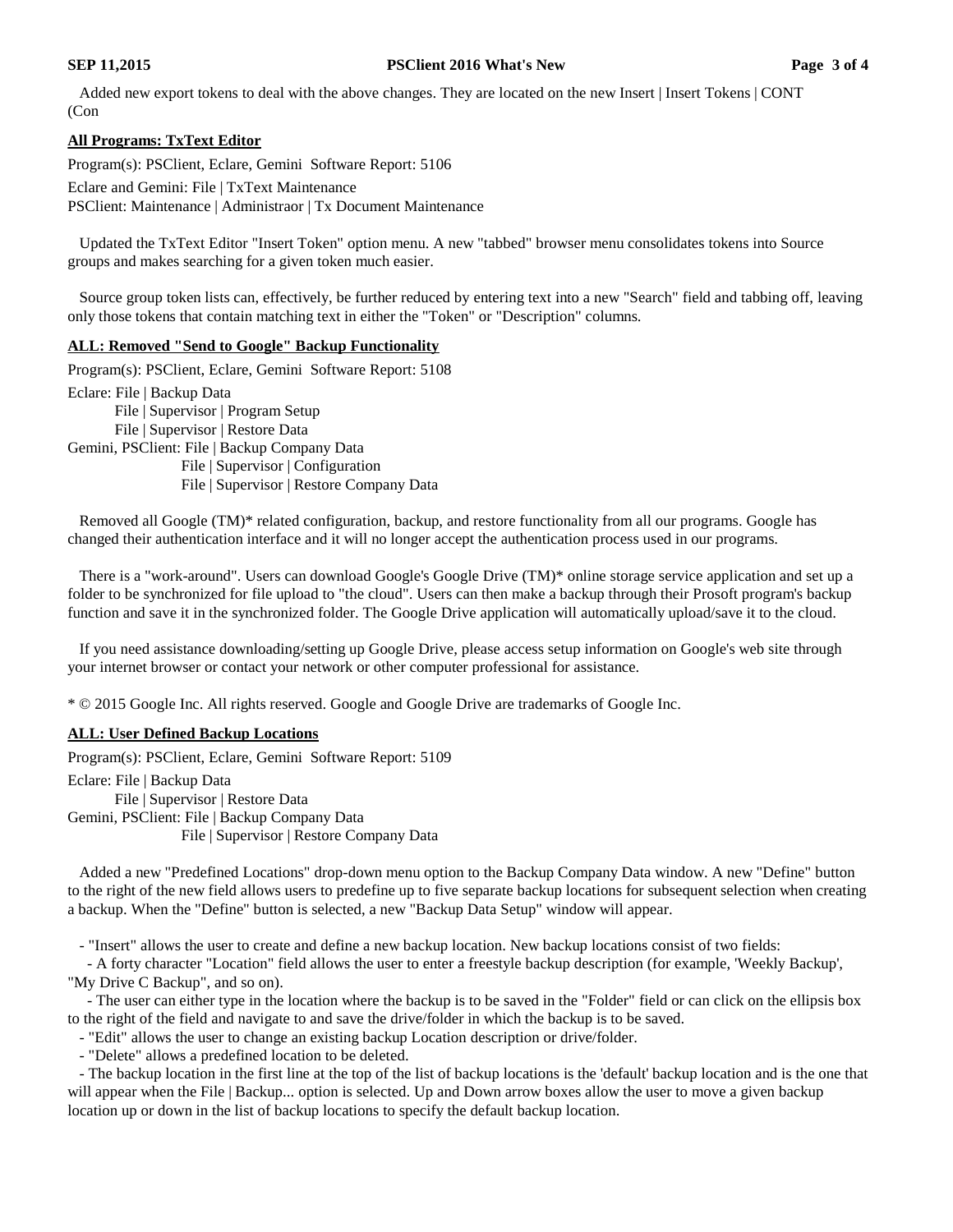Added new export tokens to deal with the above changes. They are located on the new Insert | Insert Tokens | CONT (Con

### All Programs: TxText Editor

Program(s): PSClient, Eclare, Gemini  Software Report: 5106

Eclare and Gemini: File | TxText Maintenance
PSClient: Maintenance | Administraor | Tx Document Maintenance

Updated the TxText Editor "Insert Token" option menu. A new "tabbed" browser menu consolidates tokens into Source groups and makes searching for a given token much easier.

Source group token lists can, effectively, be further reduced by entering text into a new "Search" field and tabbing off, leaving only those tokens that contain matching text in either the "Token" or "Description" columns.

### ALL: Removed "Send to Google" Backup Functionality

Program(s): PSClient, Eclare, Gemini  Software Report: 5108

Eclare: File | Backup Data
        File | Supervisor | Program Setup
        File | Supervisor | Restore Data
Gemini, PSClient: File | Backup Company Data
        File | Supervisor | Configuration
        File | Supervisor | Restore Company Data

Removed all Google (TM)* related configuration, backup, and restore functionality from all our programs. Google has changed their authentication interface and it will no longer accept the authentication process used in our programs.

There is a "work-around". Users can download Google's Google Drive (TM)* online storage service application and set up a folder to be synchronized for file upload to "the cloud". Users can then make a backup through their Prosoft program's backup function and save it in the synchronized folder. The Google Drive application will automatically upload/save it to the cloud.

If you need assistance downloading/setting up Google Drive, please access setup information on Google's web site through your internet browser or contact your network or other computer professional for assistance.

* © 2015 Google Inc. All rights reserved. Google and Google Drive are trademarks of Google Inc.

### ALL: User Defined Backup Locations

Program(s): PSClient, Eclare, Gemini  Software Report: 5109

Eclare: File | Backup Data
        File | Supervisor | Restore Data
Gemini, PSClient: File | Backup Company Data
        File | Supervisor | Restore Company Data

Added a new "Predefined Locations" drop-down menu option to the Backup Company Data window. A new "Define" button to the right of the new field allows users to predefine up to five separate backup locations for subsequent selection when creating a backup. When the "Define" button is selected, a new "Backup Data Setup" window will appear.

- "Insert" allows the user to create and define a new backup location. New backup locations consist of two fields:
  - A forty character "Location" field allows the user to enter a freestyle backup description (for example, 'Weekly Backup', "My Drive C Backup", and so on).
  - The user can either type in the location where the backup is to be saved in the "Folder" field or can click on the ellipsis box to the right of the field and navigate to and save the drive/folder in which the backup is to be saved.
- "Edit" allows the user to change an existing backup Location description or drive/folder.
- "Delete" allows a predefined location to be deleted.
- The backup location in the first line at the top of the list of backup locations is the 'default' backup location and is the one that will appear when the File | Backup... option is selected. Up and Down arrow boxes allow the user to move a given backup location up or down in the list of backup locations to specify the default backup location.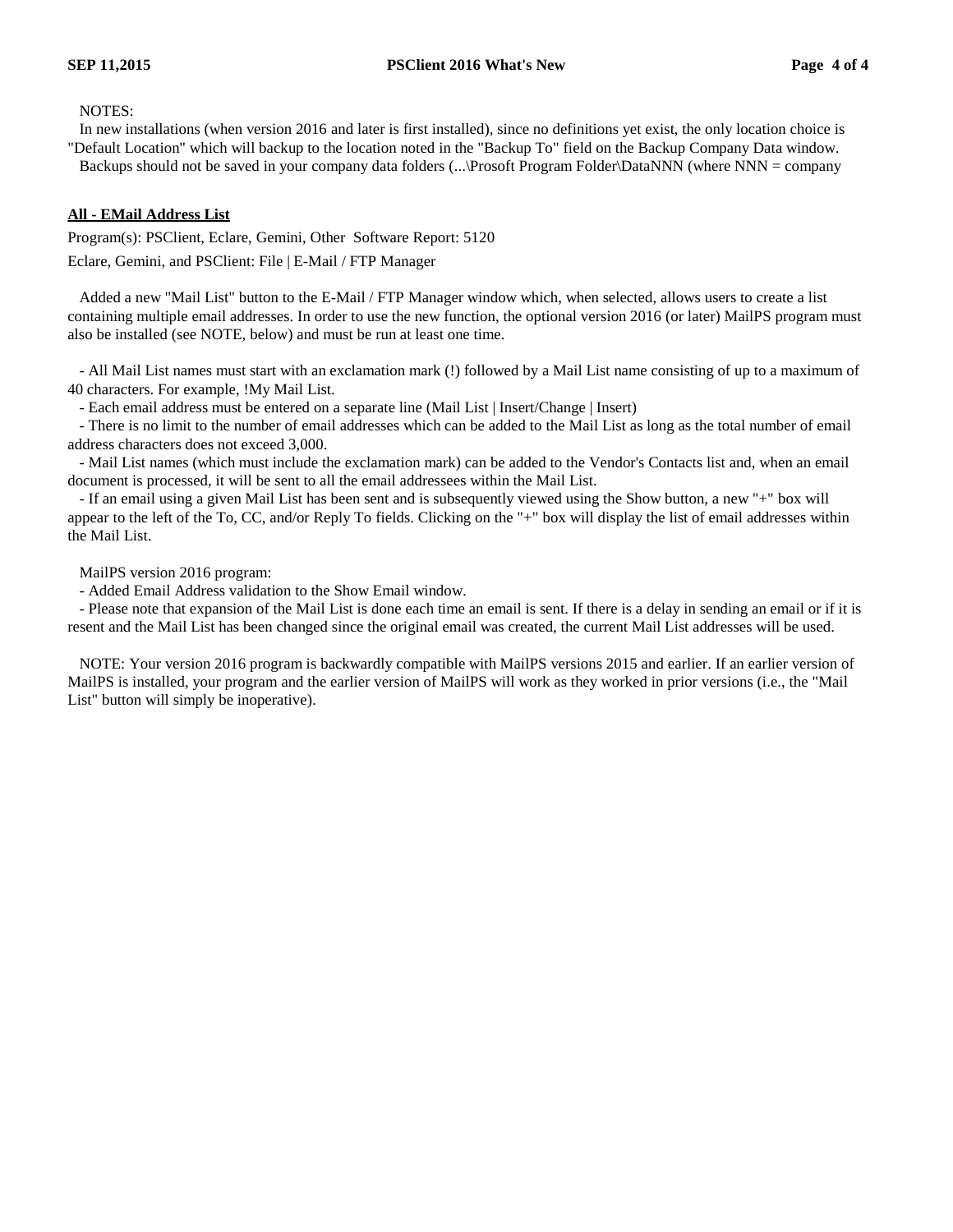NOTES:

In new installations (when version 2016 and later is first installed), since no definitions yet exist, the only location choice is "Default Location" which will backup to the location noted in the "Backup To" field on the Backup Company Data window.

Backups should not be saved in your company data folders (...\Prosoft Program Folder\DataNNN (where NNN = company

**All - EMail Address List**

Program(s): PSClient, Eclare, Gemini, Other Software Report: 5120

Eclare, Gemini, and PSClient: File | E-Mail / FTP Manager

Added a new "Mail List" button to the E-Mail / FTP Manager window which, when selected, allows users to create a list containing multiple email addresses. In order to use the new function, the optional version 2016 (or later) MailPS program must also be installed (see NOTE, below) and must be run at least one time.

- All Mail List names must start with an exclamation mark (!) followed by a Mail List name consisting of up to a maximum of 40 characters. For example, !My Mail List.
- Each email address must be entered on a separate line (Mail List | Insert/Change | Insert)
- There is no limit to the number of email addresses which can be added to the Mail List as long as the total number of email address characters does not exceed 3,000.
- Mail List names (which must include the exclamation mark) can be added to the Vendor's Contacts list and, when an email document is processed, it will be sent to all the email addressees within the Mail List.
- If an email using a given Mail List has been sent and is subsequently viewed using the Show button, a new "+" box will appear to the left of the To, CC, and/or Reply To fields. Clicking on the "+" box will display the list of email addresses within the Mail List.

MailPS version 2016 program:

- Added Email Address validation to the Show Email window.
- Please note that expansion of the Mail List is done each time an email is sent. If there is a delay in sending an email or if it is resent and the Mail List has been changed since the original email was created, the current Mail List addresses will be used.

NOTE: Your version 2016 program is backwardly compatible with MailPS versions 2015 and earlier. If an earlier version of MailPS is installed, your program and the earlier version of MailPS will work as they worked in prior versions (i.e., the "Mail List" button will simply be inoperative).